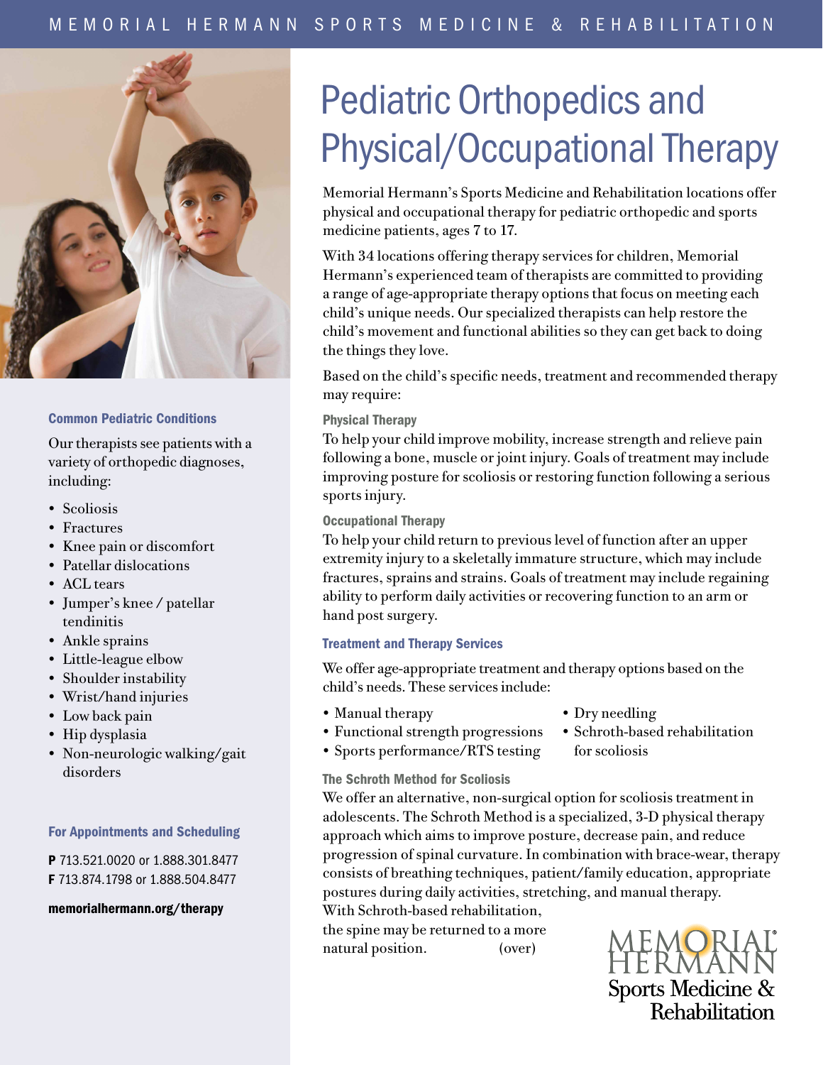# Pediatric Orthopedics and Physical/Occupational Therapy

Memorial Hermann's Sports Medicine and Rehabilitation locations offer physical and occupational therapy for pediatric orthopedic and sports medicine patients, ages 7 to 17.

With 34 locations offering therapy services for children, Memorial Hermann's experienced team of therapists are committed to providing a range of age-appropriate therapy options that focus on meeting each child's unique needs. Our specialized therapists can help restore the child's movement and functional abilities so they can get back to doing the things they love.

Based on the child's specific needs, treatment and recommended therapy may require:

### Physical Therapy

To help your child improve mobility, increase strength and relieve pain following a bone, muscle or joint injury. Goals of treatment may include improving posture for scoliosis or restoring function following a serious sports injury.

### Occupational Therapy

To help your child return to previous level of function after an upper extremity injury to a skeletally immature structure, which may include fractures, sprains and strains. Goals of treatment may include regaining ability to perform daily activities or recovering function to an arm or hand post surgery.

### Treatment and Therapy Services

We offer age-appropriate treatment and therapy options based on the child's needs. These services include:

- Manual therapy
- Functional strength progressions
- Sports performance/RTS testing
- Dry needling
- Schroth-based rehabilitation for scoliosis

### The Schroth Method for Scoliosis

We offer an alternative, non-surgical option for scoliosis treatment in adolescents. The Schroth Method is a specialized, 3-D physical therapy approach which aims to improve posture, decrease pain, and reduce progression of spinal curvature. In combination with brace-wear, therapy consists of breathing techniques, patient/family education, appropriate postures during daily activities, stretching, and manual therapy. With Schroth-based rehabilitation, the spine may be returned to a more natural position. (over)

### Common Pediatric Conditions

Our therapists see patients with a variety of orthopedic diagnoses, including:

- Scoliosis
- Fractures
- Knee pain or discomfort
- Patellar dislocations
- ACL tears
- Jumper's knee / patellar tendinitis
- Ankle sprains
- Little-league elbow
- Shoulder instability
- Wrist/hand injuries
- Low back pain
- Hip dysplasia
- Non-neurologic walking/gait disorders

### For Appointments and Scheduling

**P** 713.521.0020 or 1.888.301.8477
**F** 713.874.1798 or 1.888.504.8477

**memorialhermann.org/therapy**

MEMORIAL HERMANN Sports Medicine & Rehabilitation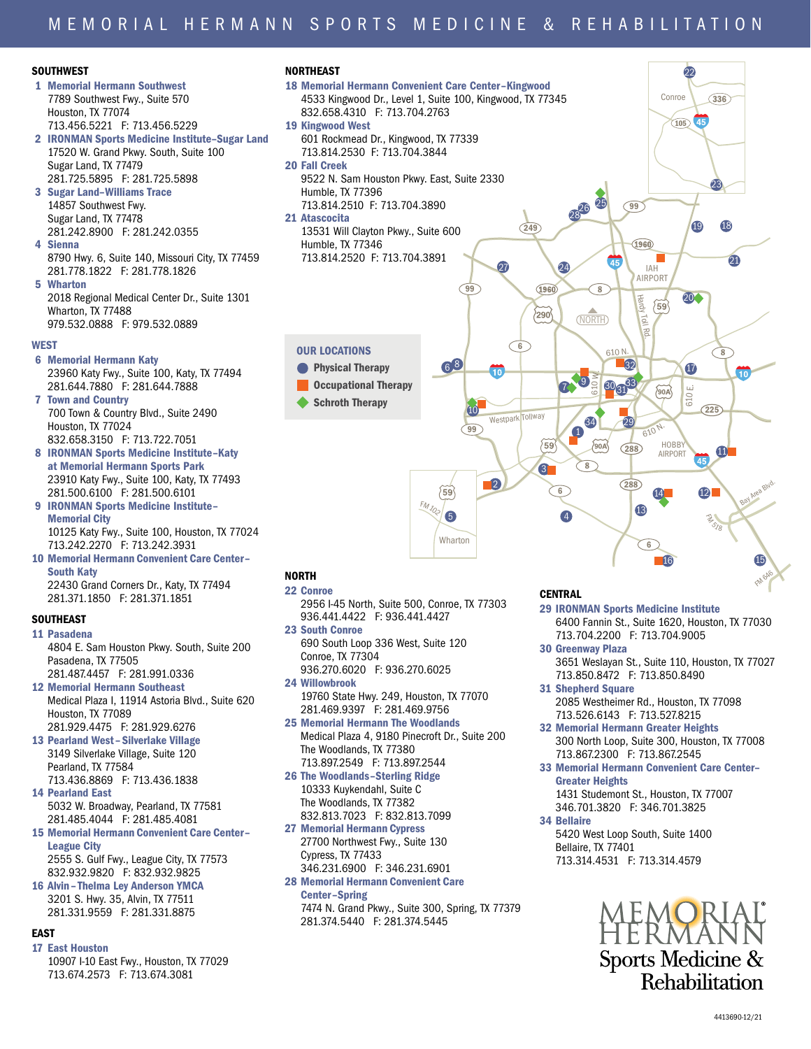# MEMORIAL HERMANN SPORTS MEDICINE & REHABILITATION

## SOUTHWEST

1. **Memorial Hermann Southwest**
   7789 Southwest Fwy., Suite 570
   Houston, TX 77074
   713.456.5221 F: 713.456.5229
2. **IRONMAN Sports Medicine Institute–Sugar Land**
   17520 W. Grand Pkwy. South, Suite 100
   Sugar Land, TX 77479
   281.725.5895 F: 281.725.5898
3. **Sugar Land–Williams Trace**
   14857 Southwest Fwy.
   Sugar Land, TX 77478
   281.242.8900 F: 281.242.0355
4. **Sienna**
   8790 Hwy. 6, Suite 140, Missouri City, TX 77459
   281.778.1822 F: 281.778.1826
5. **Wharton**
   2018 Regional Medical Center Dr., Suite 1301
   Wharton, TX 77488
   979.532.0888 F: 979.532.0889

## WEST

6. **Memorial Hermann Katy**
   23960 Katy Fwy., Suite 100, Katy, TX 77494
   281.644.7880 F: 281.644.7888
7. **Town and Country**
   700 Town & Country Blvd., Suite 2490
   Houston, TX 77024
   832.658.3150 F: 713.722.7051
8. **IRONMAN Sports Medicine Institute–Katy at Memorial Hermann Sports Park**
   23910 Katy Fwy., Suite 100, Katy, TX 77493
   281.500.6100 F: 281.500.6101
9. **IRONMAN Sports Medicine Institute–Memorial City**
   10125 Katy Fwy., Suite 100, Houston, TX 77024
   713.242.2270 F: 713.242.3931
10. **Memorial Hermann Convenient Care Center–South Katy**
    22430 Grand Corners Dr., Katy, TX 77494
    281.371.1850 F: 281.371.1851

## SOUTHEAST

11. **Pasadena**
    4804 E. Sam Houston Pkwy. South, Suite 200
    Pasadena, TX 77505
    281.487.4457 F: 281.991.0336
12. **Memorial Hermann Southeast**
    Medical Plaza I, 11914 Astoria Blvd., Suite 620
    Houston, TX 77089
    281.929.4475 F: 281.929.6276
13. **Pearland West–Silverlake Village**
    3149 Silverlake Village, Suite 120
    Pearland, TX 77584
    713.436.8869 F: 713.436.1838
14. **Pearland East**
    5032 W. Broadway, Pearland, TX 77581
    281.485.4044 F: 281.485.4081
15. **Memorial Hermann Convenient Care Center–League City**
    2555 S. Gulf Fwy., League City, TX 77573
    832.932.9820 F: 832.932.9825
16. **Alvin–Thelma Ley Anderson YMCA**
    3201 S. Hwy. 35, Alvin, TX 77511
    281.331.9559 F: 281.331.8875

## EAST

17. **East Houston**
    10907 I-10 East Fwy., Houston, TX 77029
    713.674.2573 F: 713.674.3081

## NORTHEAST

18. **Memorial Hermann Convenient Care Center–Kingwood**
    4533 Kingwood Dr., Level 1, Suite 100, Kingwood, TX 77345
    832.658.4310 F: 713.704.2763
19. **Kingwood West**
    601 Rockmead Dr., Kingwood, TX 77339
    713.814.2530 F: 713.704.3844
20. **Fall Creek**
    9522 N. Sam Houston Pkwy. East, Suite 2330
    Humble, TX 77396
    713.814.2510 F: 713.704.3890
21. **Atascocita**
    13531 Will Clayton Pkwy., Suite 600
    Humble, TX 77346
    713.814.2520 F: 713.704.3891

**OUR LOCATIONS**

- Physical Therapy
- Occupational Therapy
- Schroth Therapy

## NORTH

22. **Conroe**
    2956 I-45 North, Suite 500, Conroe, TX 77303
    936.441.4422 F: 936.441.4427
23. **South Conroe**
    690 South Loop 336 West, Suite 120
    Conroe, TX 77304
    936.270.6020 F: 936.270.6025
24. **Willowbrook**
    19760 State Hwy. 249, Houston, TX 77070
    281.469.9397 F: 281.469.9756
25. **Memorial Hermann The Woodlands**
    Medical Plaza 4, 9180 Pinecroft Dr., Suite 200
    The Woodlands, TX 77380
    713.897.2549 F: 713.897.2544
26. **The Woodlands–Sterling Ridge**
    10333 Kuykendahl, Suite C
    The Woodlands, TX 77382
    832.813.7023 F: 832.813.7099
27. **Memorial Hermann Cypress**
    27700 Northwest Fwy., Suite 130
    Cypress, TX 77433
    346.231.6900 F: 346.231.6901
28. **Memorial Hermann Convenient Care Center–Spring**
    7474 N. Grand Pkwy., Suite 300, Spring, TX 77379
    281.374.5440 F: 281.374.5445

## CENTRAL

29. **IRONMAN Sports Medicine Institute**
    6400 Fannin St., Suite 1620, Houston, TX 77030
    713.704.2200 F: 713.704.9005
30. **Greenway Plaza**
    3651 Weslayan St., Suite 110, Houston, TX 77027
    713.850.8472 F: 713.850.8490
31. **Shepherd Square**
    2085 Westheimer Rd., Houston, TX 77098
    713.526.6143 F: 713.527.8215
32. **Memorial Hermann Greater Heights**
    300 North Loop, Suite 300, Houston, TX 77008
    713.867.2300 F: 713.867.2545
33. **Memorial Hermann Convenient Care Center–Greater Heights**
    1431 Studemont St., Houston, TX 77007
    346.701.3820 F: 346.701.3825
34. **Bellaire**
    5420 West Loop South, Suite 1400
    Bellaire, TX 77401
    713.314.4531 F: 713.314.4579

MEMORIAL HERMANN
Sports Medicine & Rehabilitation

4413690-12/21